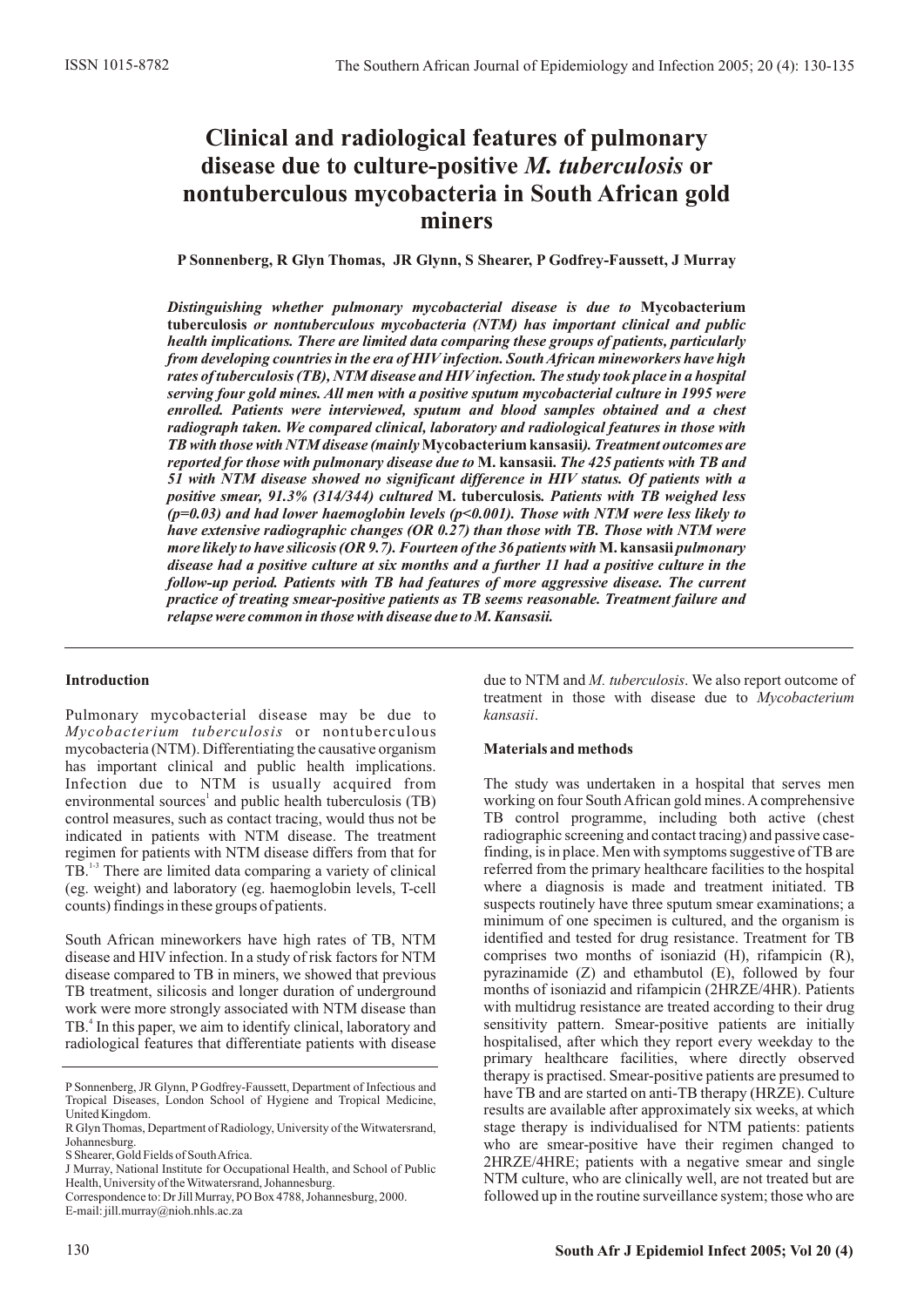# Clinical and radiological features of pulmonary disease due to culture-positive *M. tuberculosis* or nontuberculous mycobacteria in South African gold miners

**P Sonnenberg, R Glyn Thomas, JR Glynn, S Shearer, P Godfrey-Faussett, J Murray**

***Distinguishing whether pulmonary mycobacterial disease is due to* Mycobacterium tuberculosis *or nontuberculous mycobacteria (NTM) has important clinical and public health implications. There are limited data comparing these groups of patients, particularly from developing countries in the era of HIV infection. South African mineworkers have high rates of tuberculosis (TB), NTM disease and HIV infection. The study took place in a hospital serving four gold mines. All men with a positive sputum mycobacterial culture in 1995 were enrolled. Patients were interviewed, sputum and blood samples obtained and a chest radiograph taken. We compared clinical, laboratory and radiological features in those with TB with those with NTM disease (mainly* Mycobacterium kansasii*). Treatment outcomes are reported for those with pulmonary disease due to* M. kansasii*. The 425 patients with TB and 51 with NTM disease showed no significant difference in HIV status. Of patients with a positive smear, 91.3% (314/344) cultured* M. tuberculosis*. Patients with TB weighed less (p=0.03) and had lower haemoglobin levels (p<0.001). Those with NTM were less likely to have extensive radiographic changes (OR 0.27) than those with TB. Those with NTM were more likely to have silicosis (OR 9.7). Fourteen of the 36 patients with* M. kansasii *pulmonary disease had a positive culture at six months and a further 11 had a positive culture in the follow-up period. Patients with TB had features of more aggressive disease. The current practice of treating smear-positive patients as TB seems reasonable. Treatment failure and relapse were common in those with disease due to M. Kansasii.***

P Sonnenberg, JR Glynn, P Godfrey-Faussett, Department of Infectious and Tropical Diseases, London School of Hygiene and Tropical Medicine, United Kingdom.
R Glyn Thomas, Department of Radiology, University of the Witwatersrand, Johannesburg.
S Shearer, Gold Fields of South Africa.
J Murray, National Institute for Occupational Health, and School of Public Health, University of the Witwatersrand, Johannesburg.
Correspondence to: Dr Jill Murray, PO Box 4788, Johannesburg, 2000.
E-mail: jill.murray@nioh.nhls.ac.za

## Introduction

Pulmonary mycobacterial disease may be due to *Mycobacterium tuberculosis* or nontuberculous mycobacteria (NTM). Differentiating the causative organism has important clinical and public health implications. Infection due to NTM is usually acquired from environmental sources[1] and public health tuberculosis (TB) control measures, such as contact tracing, would thus not be indicated in patients with NTM disease. The treatment regimen for patients with NTM disease differs from that for TB.[1-3] There are limited data comparing a variety of clinical (eg. weight) and laboratory (eg. haemoglobin levels, T-cell counts) findings in these groups of patients.

South African mineworkers have high rates of TB, NTM disease and HIV infection. In a study of risk factors for NTM disease compared to TB in miners, we showed that previous TB treatment, silicosis and longer duration of underground work were more strongly associated with NTM disease than TB.[4] In this paper, we aim to identify clinical, laboratory and radiological features that differentiate patients with disease due to NTM and *M. tuberculosis*. We also report outcome of treatment in those with disease due to *Mycobacterium kansasii*.

## Materials and methods

The study was undertaken in a hospital that serves men working on four South African gold mines. A comprehensive TB control programme, including both active (chest radiographic screening and contact tracing) and passive case-finding, is in place. Men with symptoms suggestive of TB are referred from the primary healthcare facilities to the hospital where a diagnosis is made and treatment initiated. TB suspects routinely have three sputum smear examinations; a minimum of one specimen is cultured, and the organism is identified and tested for drug resistance. Treatment for TB comprises two months of isoniazid (H), rifampicin (R), pyrazinamide (Z) and ethambutol (E), followed by four months of isoniazid and rifampicin (2HRZE/4HR). Patients with multidrug resistance are treated according to their drug sensitivity pattern. Smear-positive patients are initially hospitalised, after which they report every weekday to the primary healthcare facilities, where directly observed therapy is practised. Smear-positive patients are presumed to have TB and are started on anti-TB therapy (HRZE). Culture results are available after approximately six weeks, at which stage therapy is individualised for NTM patients: patients who are smear-positive have their regimen changed to 2HRZE/4HRE; patients with a negative smear and single NTM culture, who are clinically well, are not treated but are followed up in the routine surveillance system; those who are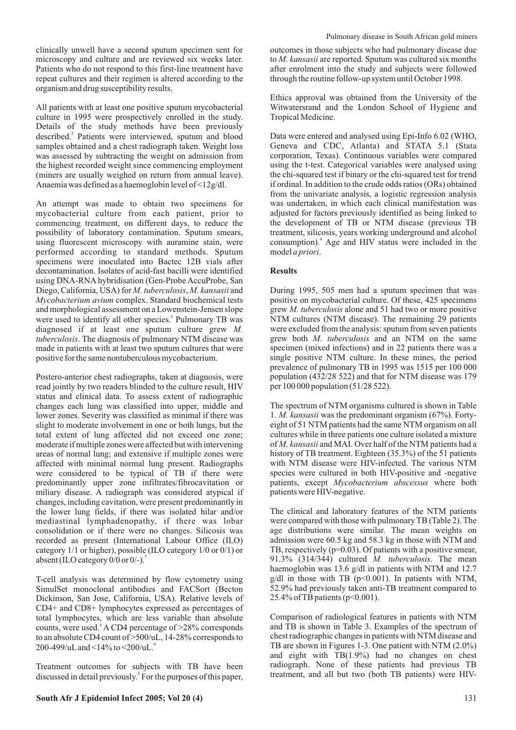clinically unwell have a second sputum specimen sent for microscopy and culture and are reviewed six weeks later. Patients who do not respond to this first-line treatment have repeat cultures and their regimen is altered according to the organism and drug susceptibility results.

All patients with at least one positive sputum mycobacterial culture in 1995 were prospectively enrolled in the study. Details of the study methods have been previously described.[5] Patients were interviewed, sputum and blood samples obtained and a chest radiograph taken. Weight loss was assessed by subtracting the weight on admission from the highest recorded weight since commencing employment (miners are usually weighed on return from annual leave). Anaemia was defined as a haemoglobin level of <12g/dl.

An attempt was made to obtain two specimens for mycobacterial culture from each patient, prior to commencing treatment, on different days, to reduce the possibility of laboratory contamination. Sputum smears, using fluorescent microscopy with auramine stain, were performed according to standard methods. Sputum specimens were inoculated into Bactec 12B vials after decontamination. Isolates of acid-fast bacilli were identified using DNA-RNA hybridisation (Gen-Probe AccuProbe, San Diego, California, USA) for *M. tuberculosis*, *M. kansasii* and *Mycobacterium avium* complex. Standard biochemical tests and morphological assessment on a Lowenstein-Jensen slope were used to identify all other species.[6] Pulmonary TB was diagnosed if at least one sputum culture grew *M. tuberculosis*. The diagnosis of pulmonary NTM disease was made in patients with at least two sputum cultures that were positive for the same nontuberculous mycobacterium.

Postero-anterior chest radiographs, taken at diagnosis, were read jointly by two readers blinded to the culture result, HIV status and clinical data. To assess extent of radiographic changes each lung was classified into upper, middle and lower zones. Severity was classified as minimal if there was slight to moderate involvement in one or both lungs, but the total extent of lung affected did not exceed one zone; moderate if multiple zones were affected but with intervening areas of normal lung; and extensive if multiple zones were affected with minimal normal lung present. Radiographs were considered to be typical of TB if there were predominantly upper zone infiltrates/fibrocavitation or miliary disease. A radiograph was considered atypical if changes, including cavitation, were present predominantly in the lower lung fields, if there was isolated hilar and/or mediastinal lymphadenopathy, if there was lobar consolidation or if there were no changes. Silicosis was recorded as present (International Labour Office (ILO) category 1/1 or higher), possible (ILO category 1/0 or 0/1) or absent (ILO category 0/0 or 0/-).[7]

T-cell analysis was determined by flow cytometry using SimulSet monoclonal antibodies and FACSort (Becton Dickinson, San Jose, California, USA). Relative levels of CD4+ and CD8+ lymphocytes expressed as percentages of total lymphocytes, which are less variable than absolute counts, were used.[8] A CD4 percentage of >28% corresponds to an absolute CD4 count of >500/uL, 14-28% corresponds to 200-499/uL and <14% to <200/uL.[9]

Treatment outcomes for subjects with TB have been discussed in detail previously.[5] For the purposes of this paper, outcomes in those subjects who had pulmonary disease due to *M. kansasii* are reported. Sputum was cultured six months after enrolment into the study and subjects were followed through the routine follow-up system until October 1998.

Ethics approval was obtained from the University of the Witwatersrand and the London School of Hygiene and Tropical Medicine.

Data were entered and analysed using Epi-Info 6.02 (WHO, Geneva and CDC, Atlanta) and STATA 5.1 (Stata corporation, Texas). Continuous variables were compared using the t-test. Categorical variables were analysed using the chi-squared test if binary or the chi-squared test for trend if ordinal. In addition to the crude odds ratios (ORs) obtained from the univariate analysis, a logistic regression analysis was undertaken, in which each clinical manifestation was adjusted for factors previously identified as being linked to the development of TB or NTM disease (previous TB treatment, silicosis, years working underground and alcohol consumption).[4] Age and HIV status were included in the model *a priori*.

## Results

During 1995, 505 men had a sputum specimen that was positive on mycobacterial culture. Of these, 425 specimens grew *M. tuberculosis* alone and 51 had two or more positive NTM cultures (NTM disease). The remaining 29 patients were excluded from the analysis: sputum from seven patients grew both *M. tuberculosis* and an NTM on the same specimen (mixed infections) and in 22 patients there was a single positive NTM culture. In these mines, the period prevalence of pulmonary TB in 1995 was 1515 per 100 000 population (432/28 522) and that for NTM disease was 179 per 100 000 population (51/28 522).

The spectrum of NTM organisms cultured is shown in Table 1. *M. kansasii* was the predominant organism (67%). Forty-eight of 51 NTM patients had the same NTM organism on all cultures while in three patients one culture isolated a mixture of *M. kansasii* and MAI. Over half of the NTM patients had a history of TB treatment. Eighteen (35.3%) of the 51 patients with NTM disease were HIV-infected. The various NTM species were cultured in both HIV-positive and -negative patients, except *Mycobacterium abscessus* where both patients were HIV-negative.

The clinical and laboratory features of the NTM patients were compared with those with pulmonary TB (Table 2). The age distributions were similar. The mean weights on admission were 60.5 kg and 58.3 kg in those with NTM and TB, respectively (p=0.03). Of patients with a positive smear, 91.3% (314/344) cultured *M. tuberculosis*. The mean haemoglobin was 13.6 g/dl in patients with NTM and 12.7 g/dl in those with TB (p<0.001). In patients with NTM, 52.9% had previously taken anti-TB treatment compared to 25.4% of TB patients (p<0.001).

Comparison of radiological features in patients with NTM and TB is shown in Table 3. Examples of the spectrum of chest radiographic changes in patients with NTM disease and TB are shown in Figures 1-3. One patient with NTM (2.0%) and eight with TB(1.9%) had no changes on chest radiograph. None of these patients had previous TB treatment, and all but two (both TB patients) were HIV-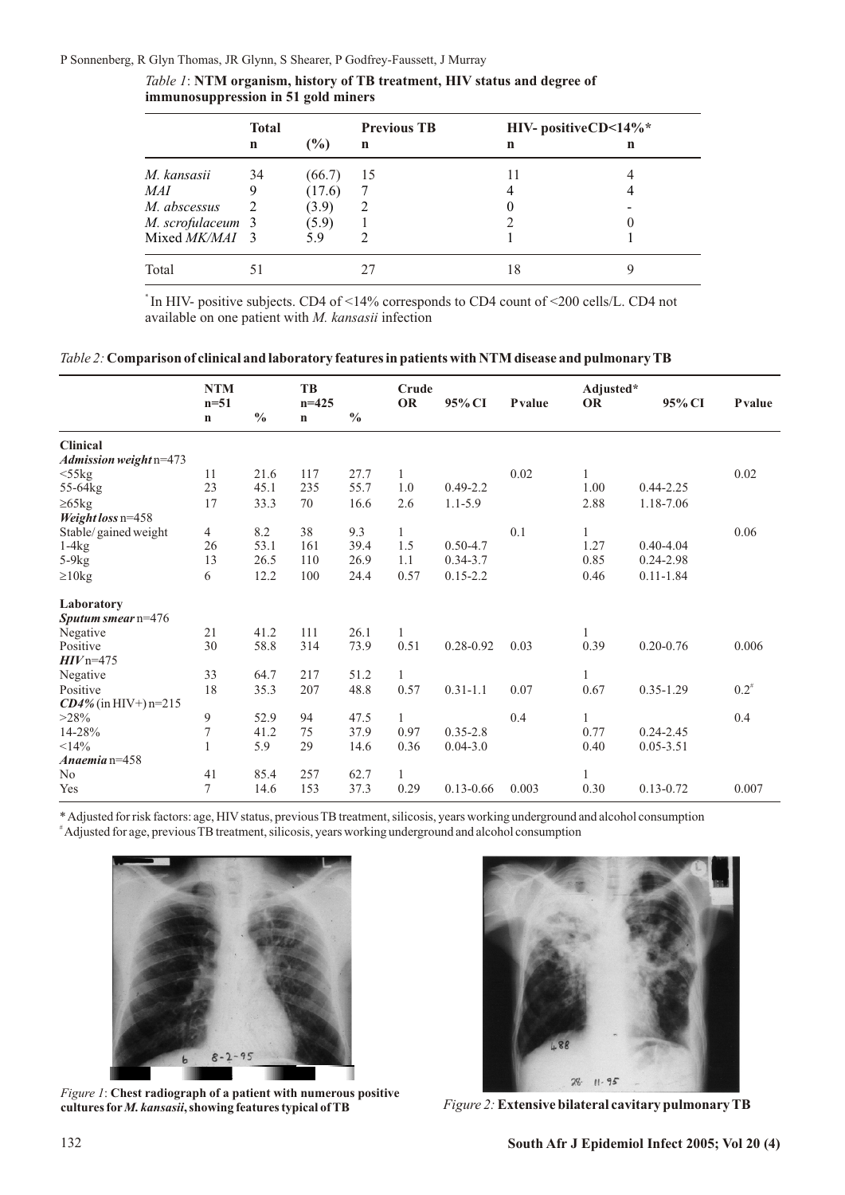*Table 1*: **NTM organism, history of TB treatment, HIV status and degree of immunosuppression in 51 gold miners**

| | Total | | Previous TB | HIV- positive | CD<14%* |
|---|---|---|---|---|---|
| | n | (%) | n | n | n |
| *M. kansasii* | 34 | (66.7) | 15 | 11 | 4 |
| *MAI* | 9 | (17.6) | 7 | 4 | 4 |
| *M. abscessus* | 2 | (3.9) | 2 | 0 | - |
| *M. scrofulaceum* | 3 | (5.9) | 1 | 2 | 0 |
| Mixed *MK/MAI* | 3 | 5.9 | 2 | 1 | 1 |
| Total | 51 | | 27 | 18 | 9 |

\* In HIV- positive subjects. CD4 of <14% corresponds to CD4 count of <200 cells/L. CD4 not available on one patient with *M. kansasii* infection

*Table 2:* **Comparison of clinical and laboratory features in patients with NTM disease and pulmonary TB**

| | NTM n=51 | | TB n=425 | | Crude | | | Adjusted* | | |
|---|---|---|---|---|---|---|---|---|---|---|
| | n | % | n | % | OR | 95% CI | P value | OR | 95% CI | P value |
| **Clinical** | | | | | | | | | | |
| ***Admission weight*** n=473 | | | | | | | | | | |
| <55kg | 11 | 21.6 | 117 | 27.7 | 1 | | 0.02 | 1 | | 0.02 |
| 55-64kg | 23 | 45.1 | 235 | 55.7 | 1.0 | 0.49-2.2 | | 1.00 | 0.44-2.25 | |
| ≥65kg | 17 | 33.3 | 70 | 16.6 | 2.6 | 1.1-5.9 | | 2.88 | 1.18-7.06 | |
| ***Weight loss*** n=458 | | | | | | | | | | |
| Stable/ gained weight | 4 | 8.2 | 38 | 9.3 | 1 | | 0.1 | 1 | | 0.06 |
| 1-4kg | 26 | 53.1 | 161 | 39.4 | 1.5 | 0.50-4.7 | | 1.27 | 0.40-4.04 | |
| 5-9kg | 13 | 26.5 | 110 | 26.9 | 1.1 | 0.34-3.7 | | 0.85 | 0.24-2.98 | |
| ≥10kg | 6 | 12.2 | 100 | 24.4 | 0.57 | 0.15-2.2 | | 0.46 | 0.11-1.84 | |
| **Laboratory** | | | | | | | | | | |
| ***Sputum smear*** n=476 | | | | | | | | | | |
| Negative | 21 | 41.2 | 111 | 26.1 | 1 | | | 1 | | |
| Positive | 30 | 58.8 | 314 | 73.9 | 0.51 | 0.28-0.92 | 0.03 | 0.39 | 0.20-0.76 | 0.006 |
| ***HIV*** n=475 | | | | | | | | | | |
| Negative | 33 | 64.7 | 217 | 51.2 | 1 | | | 1 | | |
| Positive | 18 | 35.3 | 207 | 48.8 | 0.57 | 0.31-1.1 | 0.07 | 0.67 | 0.35-1.29 | 0.2# |
| ***CD4%*** (in HIV+) n=215 | | | | | | | | | | |
| >28% | 9 | 52.9 | 94 | 47.5 | 1 | | 0.4 | 1 | | 0.4 |
| 14-28% | 7 | 41.2 | 75 | 37.9 | 0.97 | 0.35-2.8 | | 0.77 | 0.24-2.45 | |
| <14% | 1 | 5.9 | 29 | 14.6 | 0.36 | 0.04-3.0 | | 0.40 | 0.05-3.51 | |
| ***Anaemia*** n=458 | | | | | | | | | | |
| No | 41 | 85.4 | 257 | 62.7 | 1 | | | 1 | | |
| Yes | 7 | 14.6 | 153 | 37.3 | 0.29 | 0.13-0.66 | 0.003 | 0.30 | 0.13-0.72 | 0.007 |

\* Adjusted for risk factors: age, HIV status, previous TB treatment, silicosis, years working underground and alcohol consumption
\# Adjusted for age, previous TB treatment, silicosis, years working underground and alcohol consumption

*Figure 1*: **Chest radiograph of a patient with numerous positive cultures for *M. kansasii*, showing features typical of TB**

*Figure 2:* **Extensive bilateral cavitary pulmonary TB**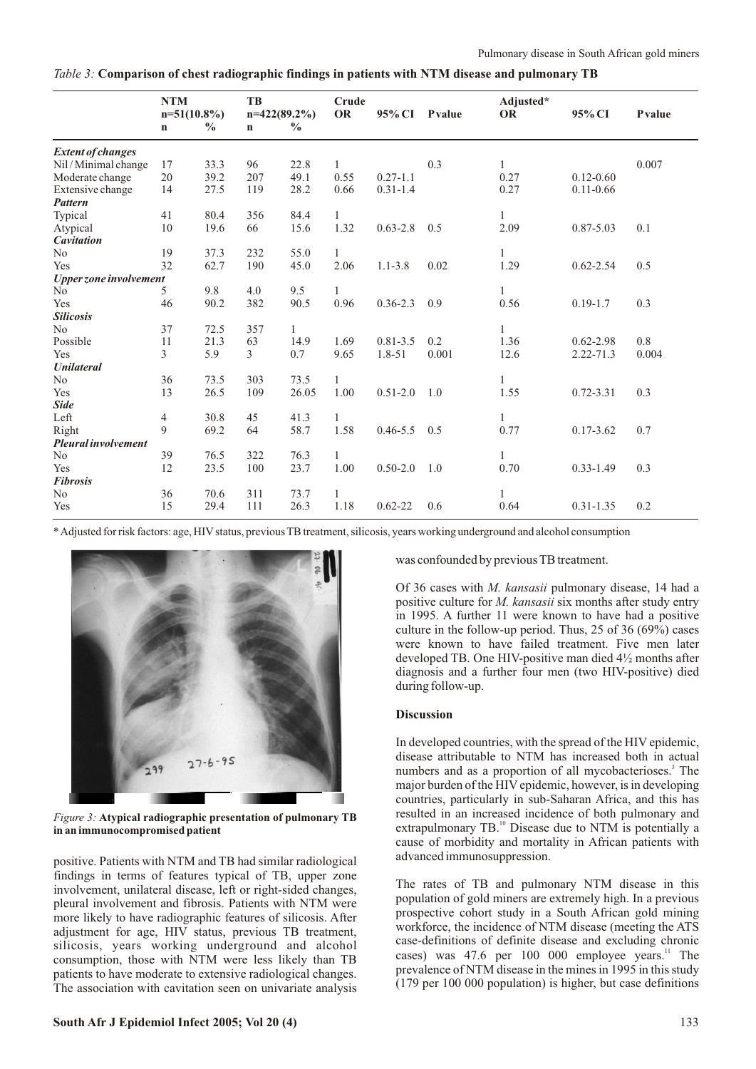*Table 3:* **Comparison of chest radiographic findings in patients with NTM disease and pulmonary TB**

| | NTM n=51(10.8%) | | TB n=422(89.2%) | | Crude | | | Adjusted* | | |
|---|---|---|---|---|---|---|---|---|---|---|
| | n | % | n | % | OR | 95% CI | P value | OR | 95% CI | P value |
| ***Extent of changes*** | | | | | | | | | | |
| Nil / Minimal change | 17 | 33.3 | 96 | 22.8 | 1 | | 0.3 | 1 | | 0.007 |
| Moderate change | 20 | 39.2 | 207 | 49.1 | 0.55 | 0.27-1.1 | | 0.27 | 0.12-0.60 | |
| Extensive change | 14 | 27.5 | 119 | 28.2 | 0.66 | 0.31-1.4 | | 0.27 | 0.11-0.66 | |
| ***Pattern*** | | | | | | | | | | |
| Typical | 41 | 80.4 | 356 | 84.4 | 1 | | | 1 | | |
| Atypical | 10 | 19.6 | 66 | 15.6 | 1.32 | 0.63-2.8 | 0.5 | 2.09 | 0.87-5.03 | 0.1 |
| ***Cavitation*** | | | | | | | | | | |
| No | 19 | 37.3 | 232 | 55.0 | 1 | | | 1 | | |
| Yes | 32 | 62.7 | 190 | 45.0 | 2.06 | 1.1-3.8 | 0.02 | 1.29 | 0.62-2.54 | 0.5 |
| ***Upper zone involvement*** | | | | | | | | | | |
| No | 5 | 9.8 | 4.0 | 9.5 | 1 | | | 1 | | |
| Yes | 46 | 90.2 | 382 | 90.5 | 0.96 | 0.36-2.3 | 0.9 | 0.56 | 0.19-1.7 | 0.3 |
| ***Silicosis*** | | | | | | | | | | |
| No | 37 | 72.5 | 357 | 1 | | | | 1 | | |
| Possible | 11 | 21.3 | 63 | 14.9 | 1.69 | 0.81-3.5 | 0.2 | 1.36 | 0.62-2.98 | 0.8 |
| Yes | 3 | 5.9 | 3 | 0.7 | 9.65 | 1.8-51 | 0.001 | 12.6 | 2.22-71.3 | 0.004 |
| ***Unilateral*** | | | | | | | | | | |
| No | 36 | 73.5 | 303 | 73.5 | 1 | | | 1 | | |
| Yes | 13 | 26.5 | 109 | 26.05 | 1.00 | 0.51-2.0 | 1.0 | 1.55 | 0.72-3.31 | 0.3 |
| ***Side*** | | | | | | | | | | |
| Left | 4 | 30.8 | 45 | 41.3 | 1 | | | 1 | | |
| Right | 9 | 69.2 | 64 | 58.7 | 1.58 | 0.46-5.5 | 0.5 | 0.77 | 0.17-3.62 | 0.7 |
| ***Pleural involvement*** | | | | | | | | | | |
| No | 39 | 76.5 | 322 | 76.3 | 1 | | | 1 | | |
| Yes | 12 | 23.5 | 100 | 23.7 | 1.00 | 0.50-2.0 | 1.0 | 0.70 | 0.33-1.49 | 0.3 |
| ***Fibrosis*** | | | | | | | | | | |
| No | 36 | 70.6 | 311 | 73.7 | 1 | | | 1 | | |
| Yes | 15 | 29.4 | 111 | 26.3 | 1.18 | 0.62-22 | 0.6 | 0.64 | 0.31-1.35 | 0.2 |

\* Adjusted for risk factors: age, HIV status, previous TB treatment, silicosis, years working underground and alcohol consumption

*Figure 3:* **Atypical radiographic presentation of pulmonary TB in an immunocompromised patient**

positive. Patients with NTM and TB had similar radiological findings in terms of features typical of TB, upper zone involvement, unilateral disease, left or right-sided changes, pleural involvement and fibrosis. Patients with NTM were more likely to have radiographic features of silicosis. After adjustment for age, HIV status, previous TB treatment, silicosis, years working underground and alcohol consumption, those with NTM were less likely than TB patients to have moderate to extensive radiological changes. The association with cavitation seen on univariate analysis was confounded by previous TB treatment.

Of 36 cases with *M. kansasii* pulmonary disease, 14 had a positive culture for *M. kansasii* six months after study entry in 1995. A further 11 were known to have had a positive culture in the follow-up period. Thus, 25 of 36 (69%) cases were known to have failed treatment. Five men later developed TB. One HIV-positive man died 4½ months after diagnosis and a further four men (two HIV-positive) died during follow-up.

## Discussion

In developed countries, with the spread of the HIV epidemic, disease attributable to NTM has increased both in actual numbers and as a proportion of all mycobacterioses.[3] The major burden of the HIV epidemic, however, is in developing countries, particularly in sub-Saharan Africa, and this has resulted in an increased incidence of both pulmonary and extrapulmonary TB.[10] Disease due to NTM is potentially a cause of morbidity and mortality in African patients with advanced immunosuppression.

The rates of TB and pulmonary NTM disease in this population of gold miners are extremely high. In a previous prospective cohort study in a South African gold mining workforce, the incidence of NTM disease (meeting the ATS case-definitions of definite disease and excluding chronic cases) was 47.6 per 100 000 employee years.[11] The prevalence of NTM disease in the mines in 1995 in this study (179 per 100 000 population) is higher, but case definitions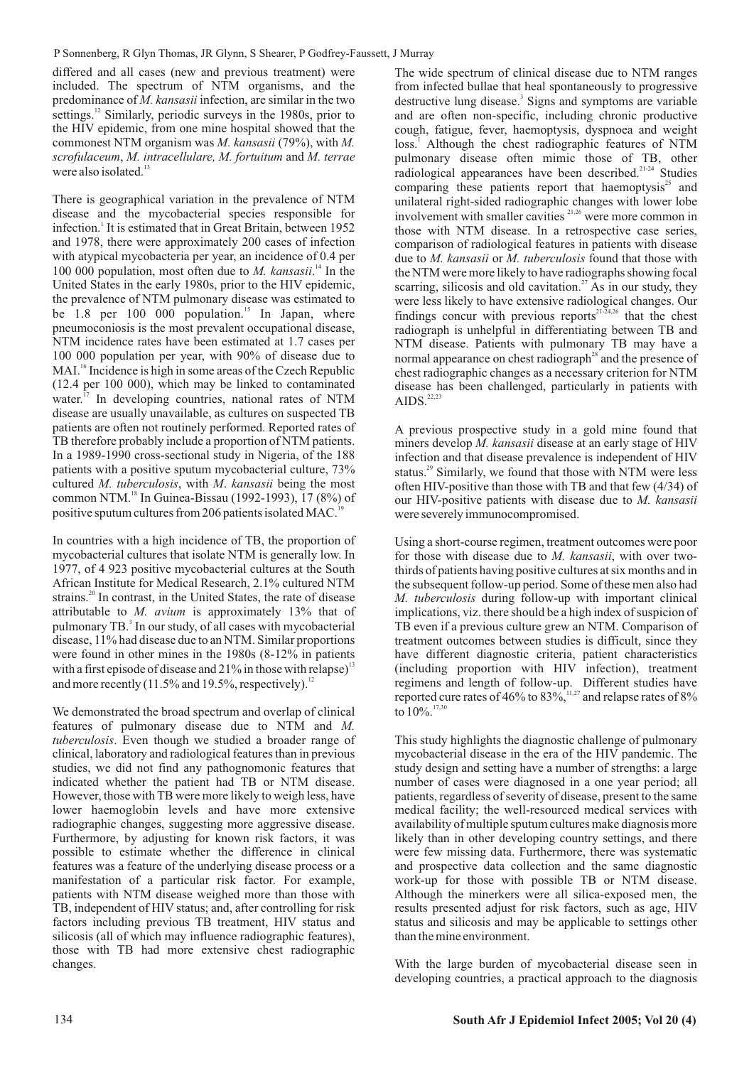differed and all cases (new and previous treatment) were included. The spectrum of NTM organisms, and the predominance of *M. kansasii* infection, are similar in the two settings.[12] Similarly, periodic surveys in the 1980s, prior to the HIV epidemic, from one mine hospital showed that the commonest NTM organism was *M. kansasii* (79%), with *M. scrofulaceum*, *M. intracellulare, M. fortuitum* and *M. terrae* were also isolated.[13]

There is geographical variation in the prevalence of NTM disease and the mycobacterial species responsible for infection.[1] It is estimated that in Great Britain, between 1952 and 1978, there were approximately 200 cases of infection with atypical mycobacteria per year, an incidence of 0.4 per 100 000 population, most often due to *M. kansasii*.[14] In the United States in the early 1980s, prior to the HIV epidemic, the prevalence of NTM pulmonary disease was estimated to be 1.8 per 100 000 population.[15] In Japan, where pneumoconiosis is the most prevalent occupational disease, NTM incidence rates have been estimated at 1.7 cases per 100 000 population per year, with 90% of disease due to MAI.[16] Incidence is high in some areas of the Czech Republic (12.4 per 100 000), which may be linked to contaminated water.[17] In developing countries, national rates of NTM disease are usually unavailable, as cultures on suspected TB patients are often not routinely performed. Reported rates of TB therefore probably include a proportion of NTM patients. In a 1989-1990 cross-sectional study in Nigeria, of the 188 patients with a positive sputum mycobacterial culture, 73% cultured *M. tuberculosis*, with *M. kansasii* being the most common NTM.[18] In Guinea-Bissau (1992-1993), 17 (8%) of positive sputum cultures from 206 patients isolated MAC.[19]

In countries with a high incidence of TB, the proportion of mycobacterial cultures that isolate NTM is generally low. In 1977, of 4 923 positive mycobacterial cultures at the South African Institute for Medical Research, 2.1% cultured NTM strains.[20] In contrast, in the United States, the rate of disease attributable to *M. avium* is approximately 13% that of pulmonary TB.[3] In our study, of all cases with mycobacterial disease, 11% had disease due to an NTM. Similar proportions were found in other mines in the 1980s (8-12% in patients with a first episode of disease and 21% in those with relapse)[13] and more recently (11.5% and 19.5%, respectively).[12]

We demonstrated the broad spectrum and overlap of clinical features of pulmonary disease due to NTM and *M. tuberculosis*. Even though we studied a broader range of clinical, laboratory and radiological features than in previous studies, we did not find any pathognomonic features that indicated whether the patient had TB or NTM disease. However, those with TB were more likely to weigh less, have lower haemoglobin levels and have more extensive radiographic changes, suggesting more aggressive disease. Furthermore, by adjusting for known risk factors, it was possible to estimate whether the difference in clinical features was a feature of the underlying disease process or a manifestation of a particular risk factor. For example, patients with NTM disease weighed more than those with TB, independent of HIV status; and, after controlling for risk factors including previous TB treatment, HIV status and silicosis (all of which may influence radiographic features), those with TB had more extensive chest radiographic changes.

The wide spectrum of clinical disease due to NTM ranges from infected bullae that heal spontaneously to progressive destructive lung disease.[3] Signs and symptoms are variable and are often non-specific, including chronic productive cough, fatigue, fever, haemoptysis, dyspnoea and weight loss.[1] Although the chest radiographic features of NTM pulmonary disease often mimic those of TB, other radiological appearances have been described.[21-24] Studies comparing these patients report that haemoptysis[25] and unilateral right-sided radiographic changes with lower lobe involvement with smaller cavities [21,26] were more common in those with NTM disease. In a retrospective case series, comparison of radiological features in patients with disease due to *M. kansasii* or *M. tuberculosis* found that those with the NTM were more likely to have radiographs showing focal scarring, silicosis and old cavitation.[27] As in our study, they were less likely to have extensive radiological changes. Our findings concur with previous reports[21-24,26] that the chest radiograph is unhelpful in differentiating between TB and NTM disease. Patients with pulmonary TB may have a normal appearance on chest radiograph[28] and the presence of chest radiographic changes as a necessary criterion for NTM disease has been challenged, particularly in patients with AIDS.[22,23]

A previous prospective study in a gold mine found that miners develop *M. kansasii* disease at an early stage of HIV infection and that disease prevalence is independent of HIV status.[29] Similarly, we found that those with NTM were less often HIV-positive than those with TB and that few (4/34) of our HIV-positive patients with disease due to *M. kansasii* were severely immunocompromised.

Using a short-course regimen, treatment outcomes were poor for those with disease due to *M. kansasii*, with over two-thirds of patients having positive cultures at six months and in the subsequent follow-up period. Some of these men also had *M. tuberculosis* during follow-up with important clinical implications, viz. there should be a high index of suspicion of TB even if a previous culture grew an NTM. Comparison of treatment outcomes between studies is difficult, since they have different diagnostic criteria, patient characteristics (including proportion with HIV infection), treatment regimens and length of follow-up. Different studies have reported cure rates of 46% to 83%,[11,27] and relapse rates of 8% to 10%.[17,30]

This study highlights the diagnostic challenge of pulmonary mycobacterial disease in the era of the HIV pandemic. The study design and setting have a number of strengths: a large number of cases were diagnosed in a one year period; all patients, regardless of severity of disease, present to the same medical facility; the well-resourced medical services with availability of multiple sputum cultures make diagnosis more likely than in other developing country settings, and there were few missing data. Furthermore, there was systematic and prospective data collection and the same diagnostic work-up for those with possible TB or NTM disease. Although the minerkers were all silica-exposed men, the results presented adjust for risk factors, such as age, HIV status and silicosis and may be applicable to settings other than the mine environment.

With the large burden of mycobacterial disease seen in developing countries, a practical approach to the diagnosis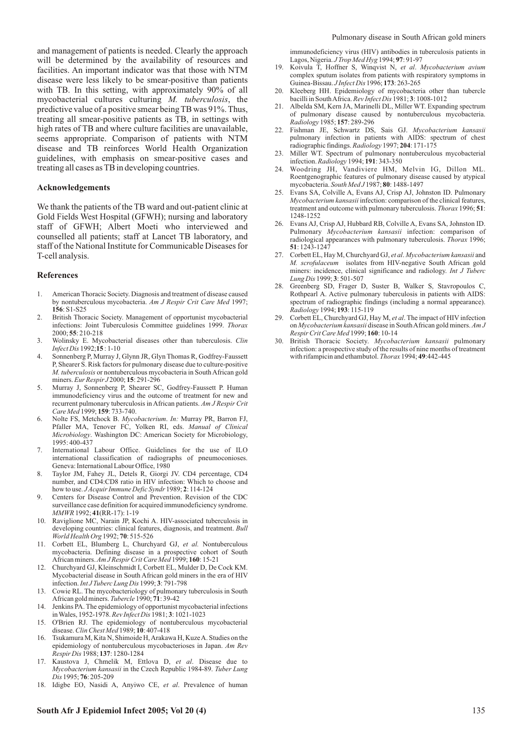and management of patients is needed. Clearly the approach will be determined by the availability of resources and facilities. An important indicator was that those with NTM disease were less likely to be smear-positive than patients with TB. In this setting, with approximately 90% of all mycobacterial cultures culturing *M. tuberculosis*, the predictive value of a positive smear being TB was 91%. Thus, treating all smear-positive patients as TB, in settings with high rates of TB and where culture facilities are unavailable, seems appropriate. Comparison of patients with NTM disease and TB reinforces World Health Organization guidelines, with emphasis on smear-positive cases and treating all cases as TB in developing countries.

### Acknowledgements

We thank the patients of the TB ward and out-patient clinic at Gold Fields West Hospital (GFWH); nursing and laboratory staff of GFWH; Albert Moeti who interviewed and counselled all patients; staff at Lancet TB laboratory, and staff of the National Institute for Communicable Diseases for T-cell analysis.

### References

1. American Thoracic Society. Diagnosis and treatment of disease caused by nontuberculous mycobacteria. *Am J Respir Crit Care Med* 1997; **156**: S1-S25
2. British Thoracic Society. Management of opportunist mycobacterial infections: Joint Tuberculosis Committee guidelines 1999. *Thorax* 2000; **55**: 210-218
3. Wolinsky E. Mycobacterial diseases other than tuberculosis. *Clin Infect Dis* 1992;**15** : 1-10
4. Sonnenberg P, Murray J, Glynn JR, Glyn Thomas R, Godfrey-Faussett P, Shearer S. Risk factors for pulmonary disease due to culture-positive *M. tuberculosis* or nontuberculous mycobacteria in South African gold miners. *Eur Respir J* 2000; **15**: 291-296
5. Murray J, Sonnenberg P, Shearer SC, Godfrey-Faussett P. Human immunodeficiency virus and the outcome of treatment for new and recurrent pulmonary tuberculosis in African patients. *Am J Respir Crit Care Med* 1999; **159**: 733-740.
6. Nolte FS, Metchock B. *Mycobacterium*. *In:* Murray PR, Barron FJ, Pfaller MA, Tenover FC, Yolken RI, eds. *Manual of Clinical Microbiology*. Washington DC: American Society for Microbiology, 1995: 400-437
7. International Labour Office. Guidelines for the use of ILO international classification of radiographs of pneumoconioses. Geneva: International Labour Office, 1980
8. Taylor JM, Fahey JL, Detels R, Giorgi JV. CD4 percentage, CD4 number, and CD4:CD8 ratio in HIV infection: Which to choose and how to use. *J Acquir Immune Defic Syndr* 1989; **2**: 114-124
9. Centers for Disease Control and Prevention. Revision of the CDC surveillance case definition for acquired immunodeficiency syndrome. *MMWR* 1992; **41**(RR-17): 1-19
10. Raviglione MC, Narain JP, Kochi A. HIV-associated tuberculosis in developing countries: clinical features, diagnosis, and treatment. *Bull World Health Org* 1992; **70**: 515-526
11. Corbett EL, Blumberg L, Churchyard GJ, *et al.* Nontuberculous mycobacteria. Defining disease in a prospective cohort of South African miners. *Am J Respir Crit Care Med* 1999; **160**: 15-21
12. Churchyard GJ, Kleinschmidt I, Corbett EL, Mulder D, De Cock KM. Mycobacterial disease in South African gold miners in the era of HIV infection. *Int J Tuberc Lung Dis* 1999; **3**: 791-798
13. Cowie RL. The mycobacteriology of pulmonary tuberculosis in South African gold miners. *Tubercle* 1990; **71**: 39-42
14. Jenkins PA. The epidemiology of opportunist mycobacterial infections in Wales, 1952-1978. *Rev Infect Dis* 1981; **3**: 1021-1023
15. O'Brien RJ. The epidemiology of nontuberculous mycobacterial disease. *Clin Chest Med* 1989; **10**: 407-418
16. Tsukamura M, Kita N, Shimoide H, Arakawa H, Kuze A. Studies on the epidemiology of nontuberculous mycobacterioses in Japan. *Am Rev Respir Dis* 1988; **137**: 1280-1284
17. Kaustova J, Chmelik M, Ettlova D, *et al*. Disease due to *Mycobacterium kansasii* in the Czech Republic 1984-89. *Tuber Lung Dis* 1995; **76**: 205-209
18. Idigbe EO, Nasidi A, Anyiwo CE, *et al*. Prevalence of human immunodeficiency virus (HIV) antibodies in tuberculosis patients in Lagos, Nigeria. *J Trop Med Hyg* 1994; **97**: 91-97
19. Koivula T, Hoffner S, Winqvist N, *et al*. *Mycobacterium avium* complex sputum isolates from patients with respiratory symptoms in Guinea-Bissau. *J Infect Dis* 1996; **173**: 263-265
20. Kleeberg HH. Epidemiology of mycobacteria other than tubercle bacilli in South Africa. *Rev Infect Dis* 1981; **3**: 1008-1012
21. Albelda SM, Kern JA, Marinelli DL, Miller WT. Expanding spectrum of pulmonary disease caused by nontuberculous mycobacteria. *Radiology* 1985; **157**: 289-296
22. Fishman JE, Schwartz DS, Sais GJ. *Mycobacterium kansasii* pulmonary infection in patients with AIDS: spectrum of chest radiographic findings. *Radiology* 1997; **204**: 171-175
23. Miller WT. Spectrum of pulmonary nontuberculous mycobacterial infection. *Radiology* 1994; **191**: 343-350
24. Woodring JH, Vandiviere HM, Melvin IG, Dillon ML. Roentgenographic features of pulmonary disease caused by atypical mycobacteria. *South Med J* 1987; **80**: 1488-1497
25. Evans SA, Colville A, Evans AJ, Crisp AJ, Johnston ID. Pulmonary *Mycobacterium kansasii* infection: comparison of the clinical features, treatment and outcome with pulmonary tuberculosis. *Thorax* 1996; **51**: 1248-1252
26. Evans AJ, Crisp AJ, Hubbard RB, Colville A, Evans SA, Johnston ID. Pulmonary *Mycobacterium kansasii* infection: comparison of radiological appearances with pulmonary tuberculosis. *Thorax* 1996; **51**: 1243-1247
27. Corbett EL, Hay M, Churchyard GJ, *et al*. *Mycobacterium kansasii* and *M. scrofulaceum* isolates from HIV-negative South African gold miners: incidence, clinical significance and radiology. *Int J Tuberc Lung Dis* 1999; **3**: 501-507
28. Greenberg SD, Frager D, Suster B, Walker S, Stavropoulos C, Rothpearl A. Active pulmonary tuberculosis in patients with AIDS: spectrum of radiographic findings (including a normal appearance). *Radiology* 1994; **193**: 115-119
29. Corbett EL, Churchyard GJ, Hay M, *et al*. The impact of HIV infection on *Mycobacterium kansasii* disease in South African gold miners. *Am J Respir Crit Care Med* 1999; **160**: 10-14
30. British Thoracic Society. *Mycobacterium kansasii* pulmonary infection: a prospective study of the results of nine months of treatment with rifampicin and ethambutol. *Thorax* 1994; **49**:442-445